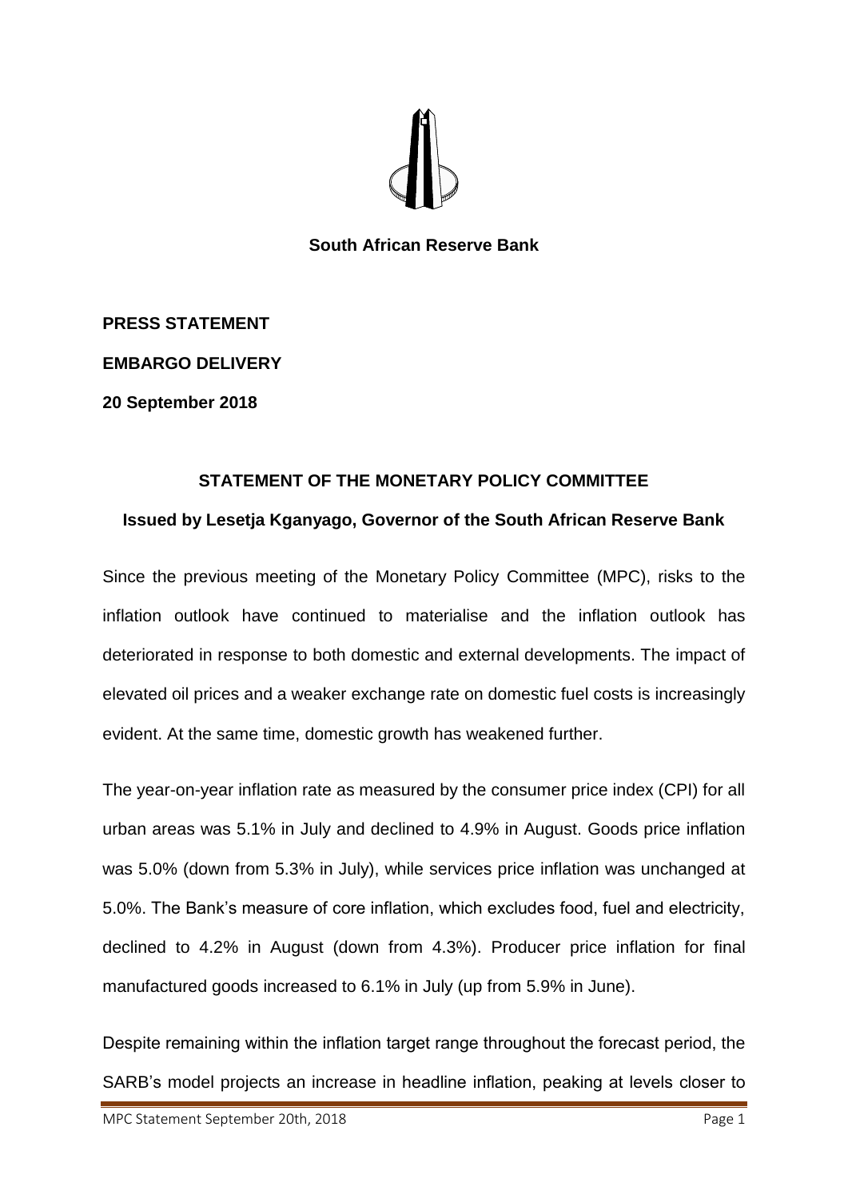**South African Reserve Bank**

**PRESS STATEMENT**

**EMBARGO DELIVERY**

**20 September 2018**

## STATEMENT OF THE MONETARY POLICY COMMITTEE

### Issued by Lesetja Kganyago, Governor of the South African Reserve Bank

Since the previous meeting of the Monetary Policy Committee (MPC), risks to the inflation outlook have continued to materialise and the inflation outlook has deteriorated in response to both domestic and external developments. The impact of elevated oil prices and a weaker exchange rate on domestic fuel costs is increasingly evident. At the same time, domestic growth has weakened further.

The year-on-year inflation rate as measured by the consumer price index (CPI) for all urban areas was 5.1% in July and declined to 4.9% in August. Goods price inflation was 5.0% (down from 5.3% in July), while services price inflation was unchanged at 5.0%. The Bank's measure of core inflation, which excludes food, fuel and electricity, declined to 4.2% in August (down from 4.3%). Producer price inflation for final manufactured goods increased to 6.1% in July (up from 5.9% in June).

Despite remaining within the inflation target range throughout the forecast period, the SARB's model projects an increase in headline inflation, peaking at levels closer to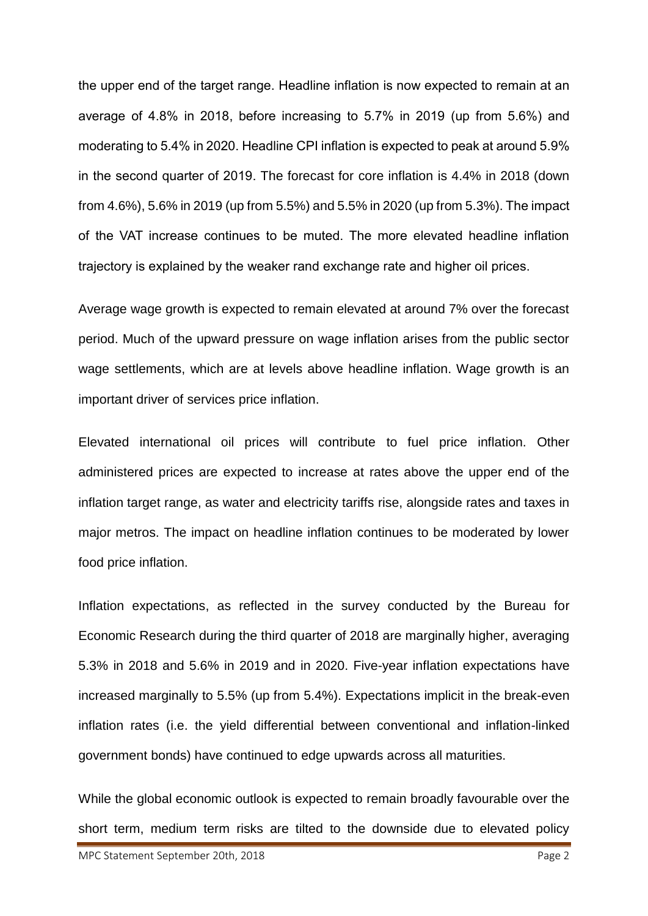the upper end of the target range. Headline inflation is now expected to remain at an average of 4.8% in 2018, before increasing to 5.7% in 2019 (up from 5.6%) and moderating to 5.4% in 2020. Headline CPI inflation is expected to peak at around 5.9% in the second quarter of 2019. The forecast for core inflation is 4.4% in 2018 (down from 4.6%), 5.6% in 2019 (up from 5.5%) and 5.5% in 2020 (up from 5.3%). The impact of the VAT increase continues to be muted. The more elevated headline inflation trajectory is explained by the weaker rand exchange rate and higher oil prices.

Average wage growth is expected to remain elevated at around 7% over the forecast period. Much of the upward pressure on wage inflation arises from the public sector wage settlements, which are at levels above headline inflation. Wage growth is an important driver of services price inflation.

Elevated international oil prices will contribute to fuel price inflation. Other administered prices are expected to increase at rates above the upper end of the inflation target range, as water and electricity tariffs rise, alongside rates and taxes in major metros. The impact on headline inflation continues to be moderated by lower food price inflation.

Inflation expectations, as reflected in the survey conducted by the Bureau for Economic Research during the third quarter of 2018 are marginally higher, averaging 5.3% in 2018 and 5.6% in 2019 and in 2020. Five-year inflation expectations have increased marginally to 5.5% (up from 5.4%). Expectations implicit in the break-even inflation rates (i.e. the yield differential between conventional and inflation-linked government bonds) have continued to edge upwards across all maturities.

While the global economic outlook is expected to remain broadly favourable over the short term, medium term risks are tilted to the downside due to elevated policy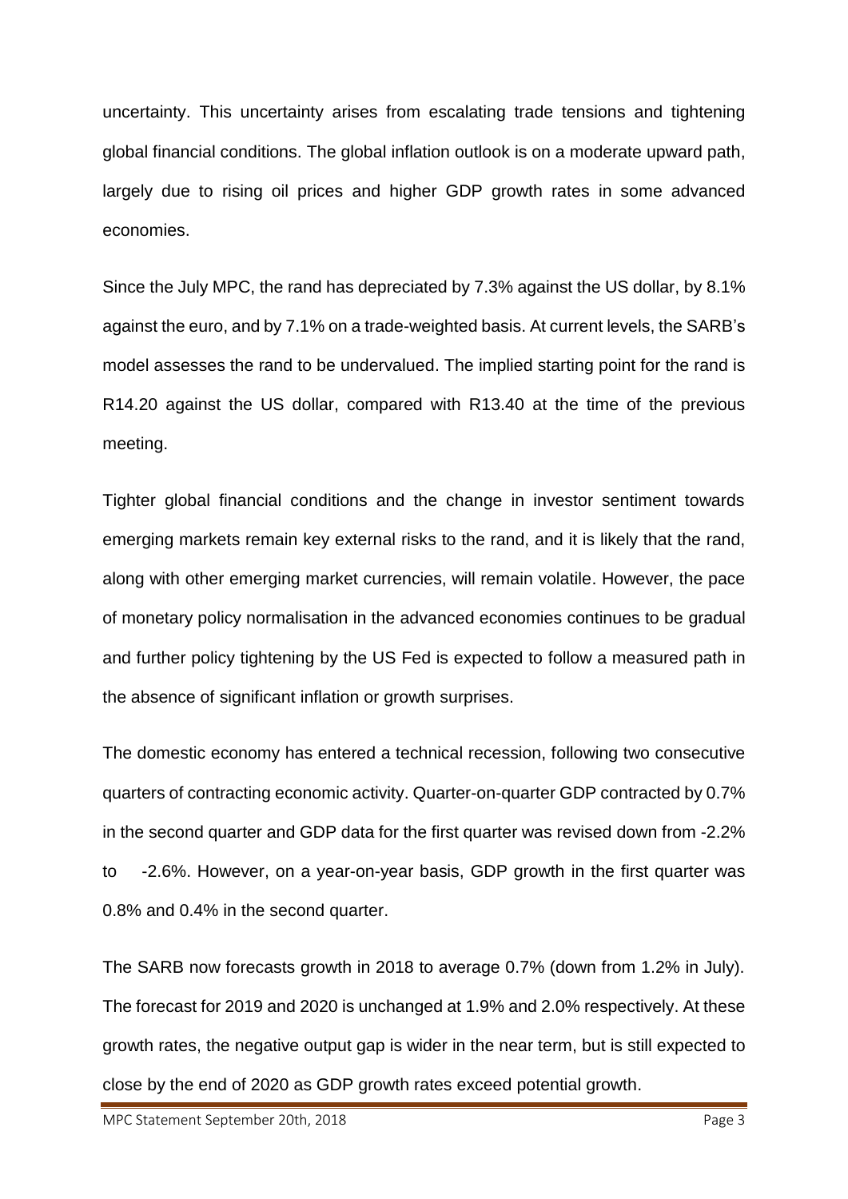uncertainty. This uncertainty arises from escalating trade tensions and tightening global financial conditions. The global inflation outlook is on a moderate upward path, largely due to rising oil prices and higher GDP growth rates in some advanced economies.

Since the July MPC, the rand has depreciated by 7.3% against the US dollar, by 8.1% against the euro, and by 7.1% on a trade-weighted basis. At current levels, the SARB's model assesses the rand to be undervalued. The implied starting point for the rand is R14.20 against the US dollar, compared with R13.40 at the time of the previous meeting.

Tighter global financial conditions and the change in investor sentiment towards emerging markets remain key external risks to the rand, and it is likely that the rand, along with other emerging market currencies, will remain volatile. However, the pace of monetary policy normalisation in the advanced economies continues to be gradual and further policy tightening by the US Fed is expected to follow a measured path in the absence of significant inflation or growth surprises.

The domestic economy has entered a technical recession, following two consecutive quarters of contracting economic activity. Quarter-on-quarter GDP contracted by 0.7% in the second quarter and GDP data for the first quarter was revised down from -2.2% to -2.6%. However, on a year-on-year basis, GDP growth in the first quarter was 0.8% and 0.4% in the second quarter.

The SARB now forecasts growth in 2018 to average 0.7% (down from 1.2% in July). The forecast for 2019 and 2020 is unchanged at 1.9% and 2.0% respectively. At these growth rates, the negative output gap is wider in the near term, but is still expected to close by the end of 2020 as GDP growth rates exceed potential growth.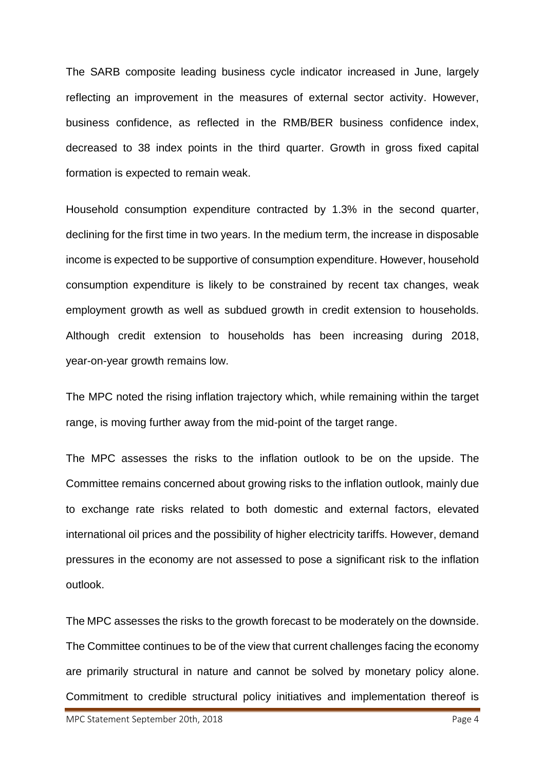The SARB composite leading business cycle indicator increased in June, largely reflecting an improvement in the measures of external sector activity. However, business confidence, as reflected in the RMB/BER business confidence index, decreased to 38 index points in the third quarter. Growth in gross fixed capital formation is expected to remain weak.

Household consumption expenditure contracted by 1.3% in the second quarter, declining for the first time in two years. In the medium term, the increase in disposable income is expected to be supportive of consumption expenditure. However, household consumption expenditure is likely to be constrained by recent tax changes, weak employment growth as well as subdued growth in credit extension to households. Although credit extension to households has been increasing during 2018, year-on-year growth remains low.

The MPC noted the rising inflation trajectory which, while remaining within the target range, is moving further away from the mid-point of the target range.

The MPC assesses the risks to the inflation outlook to be on the upside. The Committee remains concerned about growing risks to the inflation outlook, mainly due to exchange rate risks related to both domestic and external factors, elevated international oil prices and the possibility of higher electricity tariffs. However, demand pressures in the economy are not assessed to pose a significant risk to the inflation outlook.

The MPC assesses the risks to the growth forecast to be moderately on the downside. The Committee continues to be of the view that current challenges facing the economy are primarily structural in nature and cannot be solved by monetary policy alone. Commitment to credible structural policy initiatives and implementation thereof is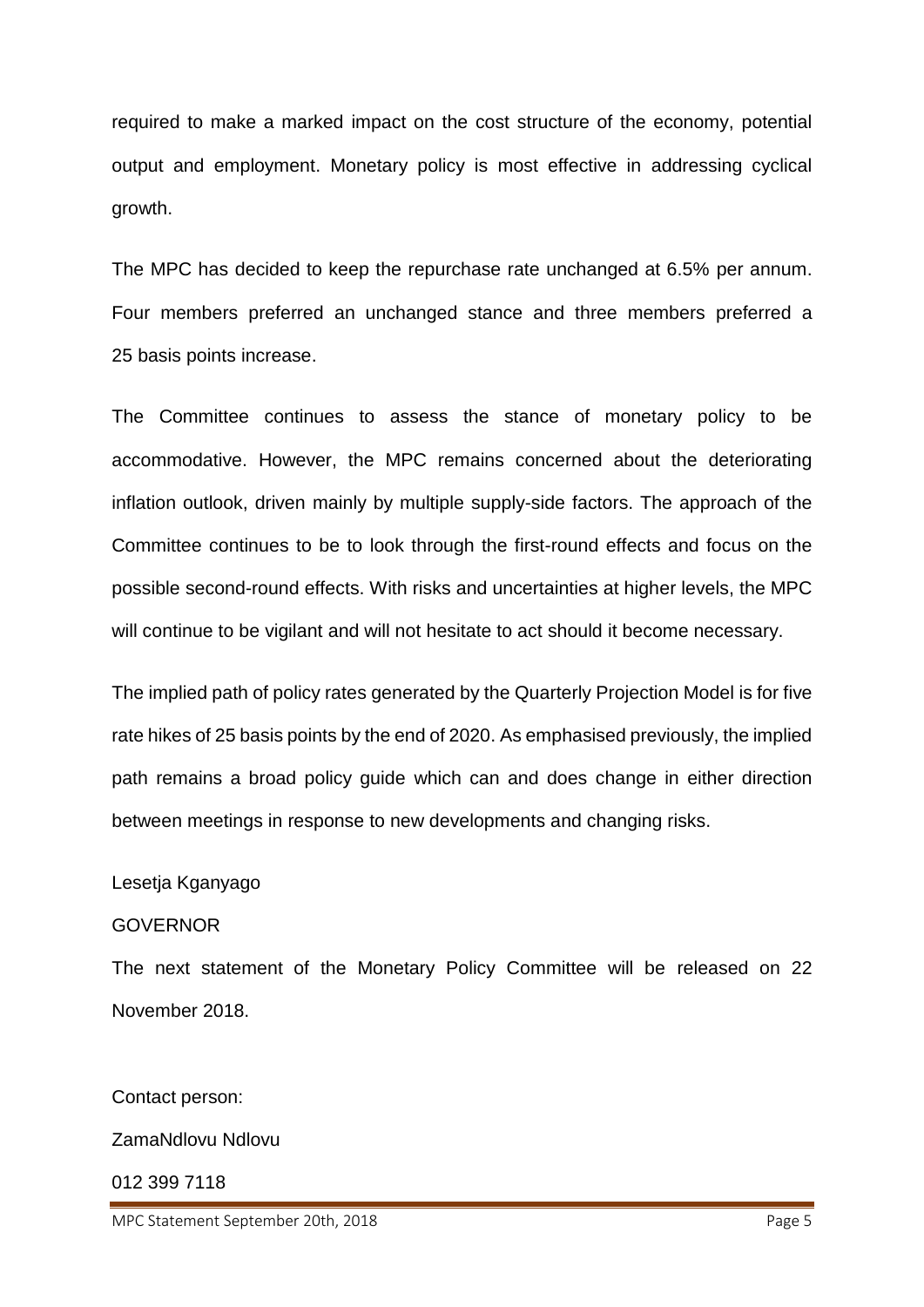required to make a marked impact on the cost structure of the economy, potential output and employment. Monetary policy is most effective in addressing cyclical growth.

The MPC has decided to keep the repurchase rate unchanged at 6.5% per annum. Four members preferred an unchanged stance and three members preferred a 25 basis points increase.

The Committee continues to assess the stance of monetary policy to be accommodative. However, the MPC remains concerned about the deteriorating inflation outlook, driven mainly by multiple supply-side factors. The approach of the Committee continues to be to look through the first-round effects and focus on the possible second-round effects. With risks and uncertainties at higher levels, the MPC will continue to be vigilant and will not hesitate to act should it become necessary.

The implied path of policy rates generated by the Quarterly Projection Model is for five rate hikes of 25 basis points by the end of 2020. As emphasised previously, the implied path remains a broad policy guide which can and does change in either direction between meetings in response to new developments and changing risks.

Lesetja Kganyago

GOVERNOR

The next statement of the Monetary Policy Committee will be released on 22 November 2018.

Contact person:

ZamaNdlovu Ndlovu

012 399 7118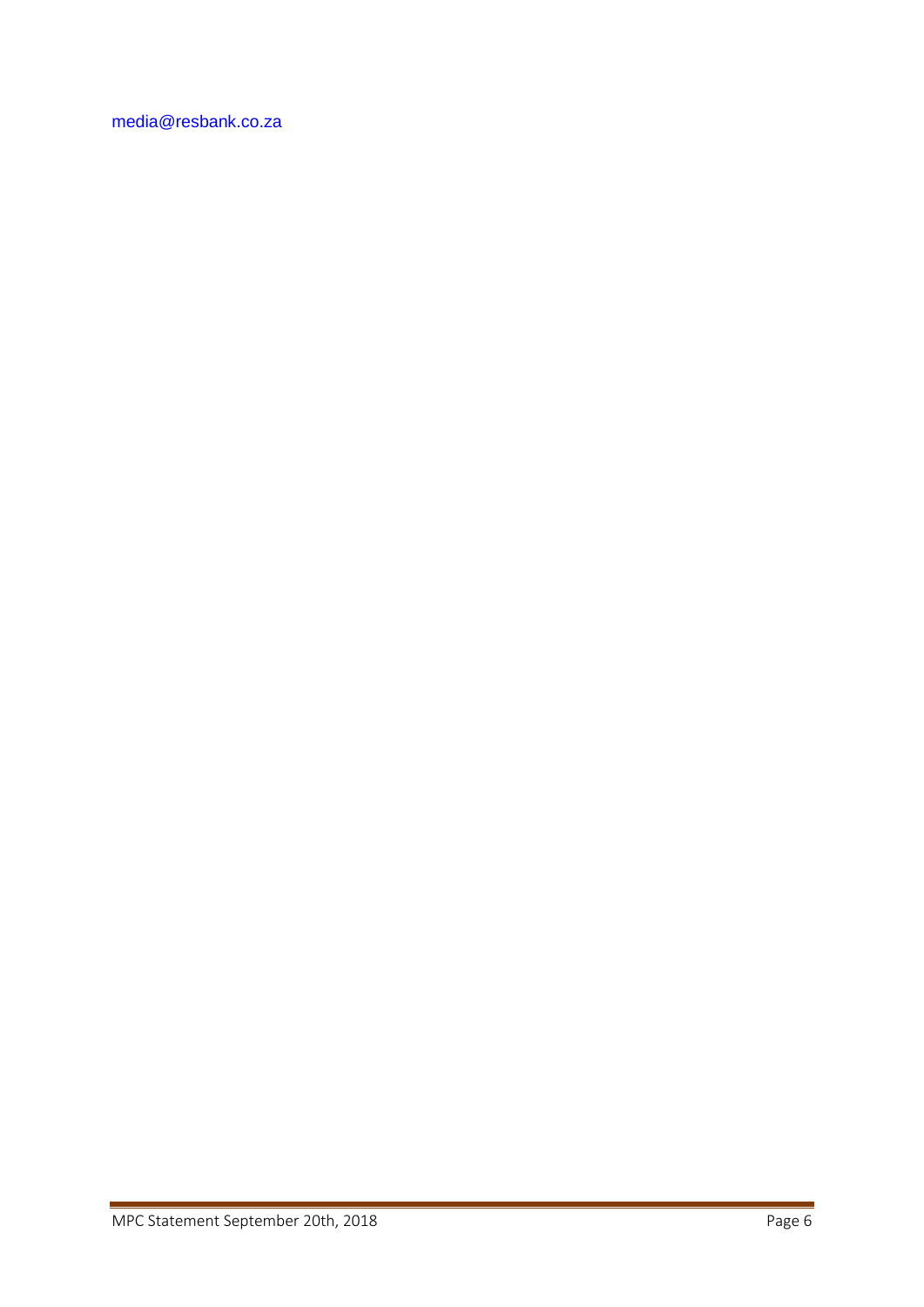media@resbank.co.za